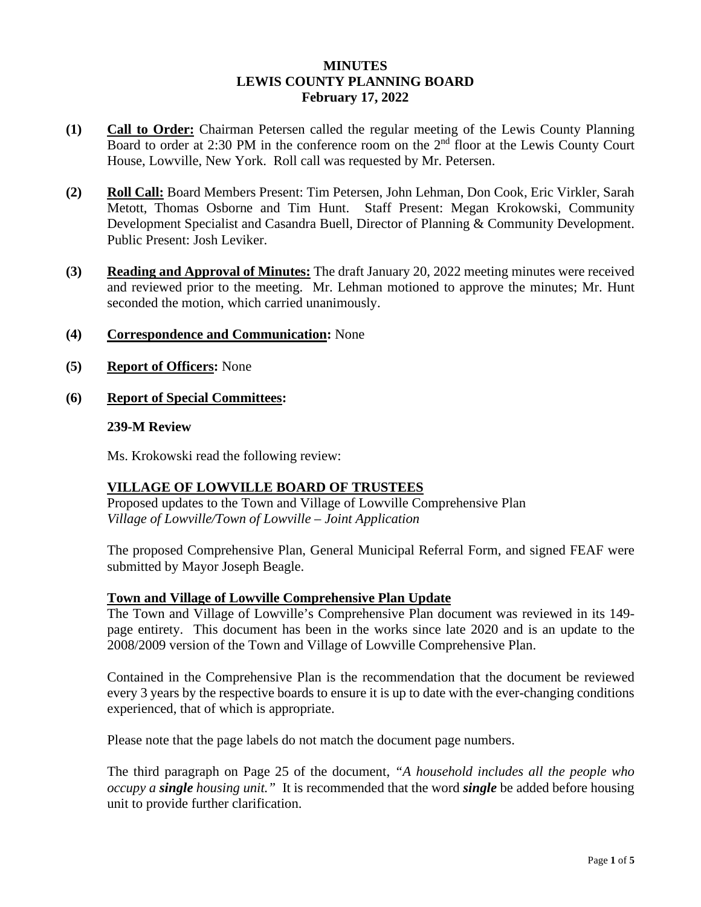# MINUTES
# LEWIS COUNTY PLANNING BOARD
# February 17, 2022

**(1)** **Call to Order:** Chairman Petersen called the regular meeting of the Lewis County Planning Board to order at 2:30 PM in the conference room on the 2nd floor at the Lewis County Court House, Lowville, New York. Roll call was requested by Mr. Petersen.

**(2)** **Roll Call:** Board Members Present: Tim Petersen, John Lehman, Don Cook, Eric Virkler, Sarah Metott, Thomas Osborne and Tim Hunt. Staff Present: Megan Krokowski, Community Development Specialist and Casandra Buell, Director of Planning & Community Development. Public Present: Josh Leviker.

**(3)** **Reading and Approval of Minutes:** The draft January 20, 2022 meeting minutes were received and reviewed prior to the meeting. Mr. Lehman motioned to approve the minutes; Mr. Hunt seconded the motion, which carried unanimously.

**(4)** **Correspondence and Communication:** None

**(5)** **Report of Officers:** None

**(6)** **Report of Special Committees:**

**239-M Review**

Ms. Krokowski read the following review:

**VILLAGE OF LOWVILLE BOARD OF TRUSTEES**
Proposed updates to the Town and Village of Lowville Comprehensive Plan
*Village of Lowville/Town of Lowville – Joint Application*

The proposed Comprehensive Plan, General Municipal Referral Form, and signed FEAF were submitted by Mayor Joseph Beagle.

**Town and Village of Lowville Comprehensive Plan Update**
The Town and Village of Lowville's Comprehensive Plan document was reviewed in its 149-page entirety. This document has been in the works since late 2020 and is an update to the 2008/2009 version of the Town and Village of Lowville Comprehensive Plan.

Contained in the Comprehensive Plan is the recommendation that the document be reviewed every 3 years by the respective boards to ensure it is up to date with the ever-changing conditions experienced, that of which is appropriate.

Please note that the page labels do not match the document page numbers.

The third paragraph on Page 25 of the document, *"A household includes all the people who occupy a **single** housing unit."* It is recommended that the word ***single*** be added before housing unit to provide further clarification.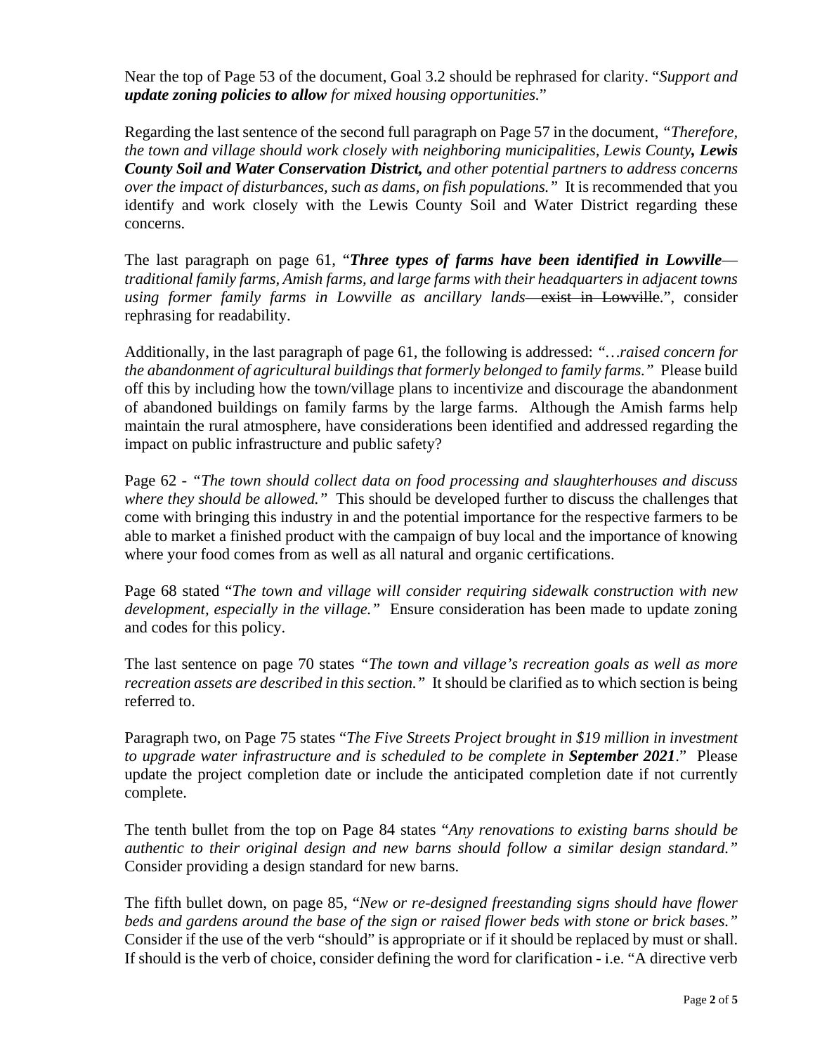Near the top of Page 53 of the document, Goal 3.2 should be rephrased for clarity. "*Support and **update zoning policies to allow** for mixed housing opportunities.*"

Regarding the last sentence of the second full paragraph on Page 57 in the document, *"Therefore, the town and village should work closely with neighboring municipalities, Lewis County, **Lewis County Soil and Water Conservation District,** and other potential partners to address concerns over the impact of disturbances, such as dams, on fish populations."* It is recommended that you identify and work closely with the Lewis County Soil and Water District regarding these concerns.

The last paragraph on page 61, "***Three types of farms have been identified in Lowville***—*traditional family farms, Amish farms, and large farms with their headquarters in adjacent towns using former family farms in Lowville as ancillary lands*~~— exist in Lowville~~.", consider rephrasing for readability.

Additionally, in the last paragraph of page 61, the following is addressed: *"…raised concern for the abandonment of agricultural buildings that formerly belonged to family farms."* Please build off this by including how the town/village plans to incentivize and discourage the abandonment of abandoned buildings on family farms by the large farms. Although the Amish farms help maintain the rural atmosphere, have considerations been identified and addressed regarding the impact on public infrastructure and public safety?

Page 62 - *"The town should collect data on food processing and slaughterhouses and discuss where they should be allowed."* This should be developed further to discuss the challenges that come with bringing this industry in and the potential importance for the respective farmers to be able to market a finished product with the campaign of buy local and the importance of knowing where your food comes from as well as all natural and organic certifications.

Page 68 stated "*The town and village will consider requiring sidewalk construction with new development, especially in the village."* Ensure consideration has been made to update zoning and codes for this policy.

The last sentence on page 70 states *"The town and village's recreation goals as well as more recreation assets are described in this section."* It should be clarified as to which section is being referred to.

Paragraph two, on Page 75 states "*The Five Streets Project brought in $19 million in investment to upgrade water infrastructure and is scheduled to be complete in **September 2021***." Please update the project completion date or include the anticipated completion date if not currently complete.

The tenth bullet from the top on Page 84 states "*Any renovations to existing barns should be authentic to their original design and new barns should follow a similar design standard."* Consider providing a design standard for new barns.

The fifth bullet down, on page 85, "*New or re-designed freestanding signs should have flower beds and gardens around the base of the sign or raised flower beds with stone or brick bases."* Consider if the use of the verb "should" is appropriate or if it should be replaced by must or shall. If should is the verb of choice, consider defining the word for clarification - i.e. "A directive verb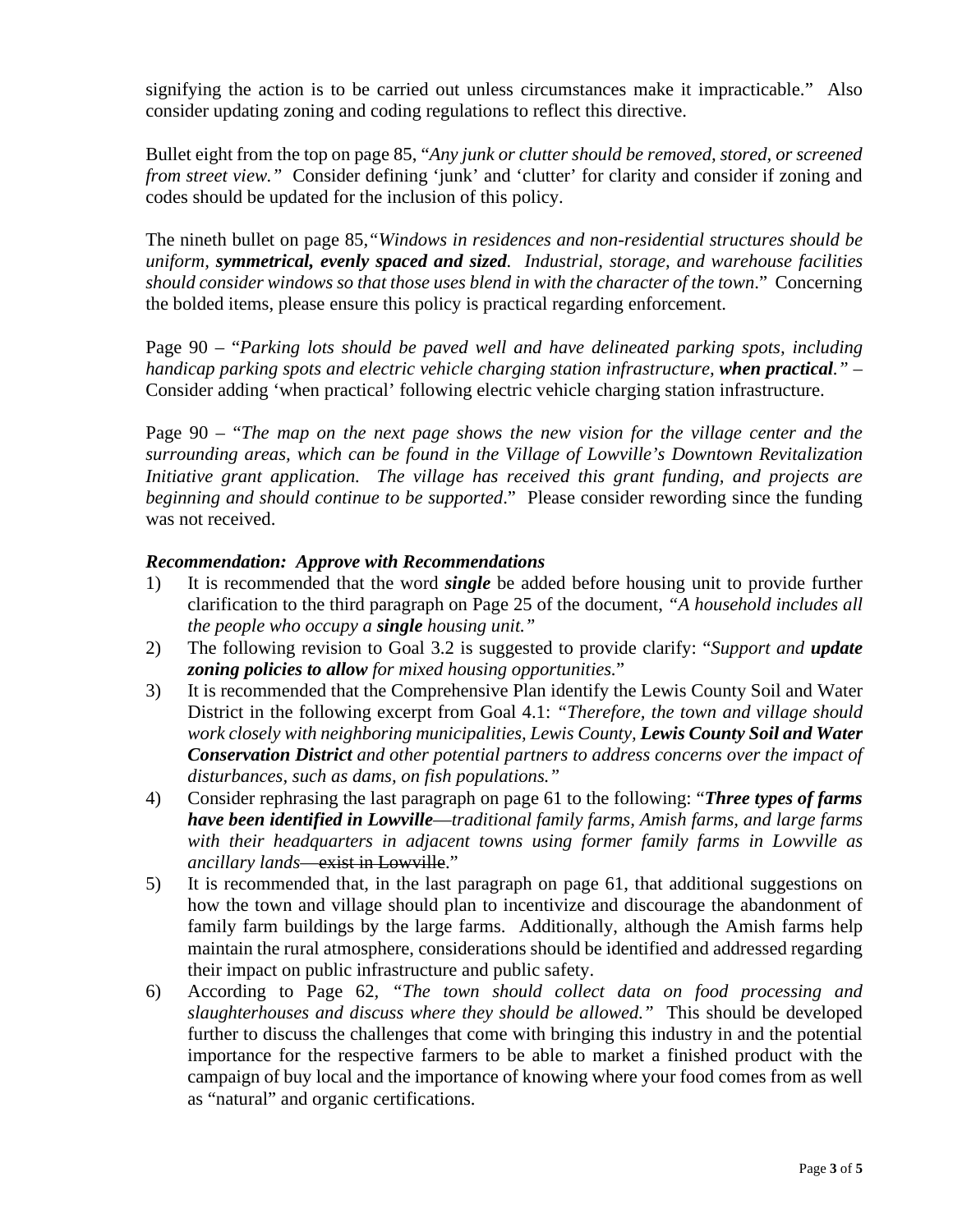signifying the action is to be carried out unless circumstances make it impracticable." Also consider updating zoning and coding regulations to reflect this directive.

Bullet eight from the top on page 85, "*Any junk or clutter should be removed, stored, or screened from street view.*" Consider defining 'junk' and 'clutter' for clarity and consider if zoning and codes should be updated for the inclusion of this policy.

The nineth bullet on page 85,"*Windows in residences and non-residential structures should be uniform, **symmetrical, evenly spaced and sized**. Industrial, storage, and warehouse facilities should consider windows so that those uses blend in with the character of the town.*" Concerning the bolded items, please ensure this policy is practical regarding enforcement.

Page 90 – "*Parking lots should be paved well and have delineated parking spots, including handicap parking spots and electric vehicle charging station infrastructure, **when practical**.*" – Consider adding 'when practical' following electric vehicle charging station infrastructure.

Page 90 – "*The map on the next page shows the new vision for the village center and the surrounding areas, which can be found in the Village of Lowville's Downtown Revitalization Initiative grant application. The village has received this grant funding, and projects are beginning and should continue to be supported.*" Please consider rewording since the funding was not received.

***Recommendation: Approve with Recommendations***

1) It is recommended that the word ***single*** be added before housing unit to provide further clarification to the third paragraph on Page 25 of the document, *"A household includes all the people who occupy a **single** housing unit."*
2) The following revision to Goal 3.2 is suggested to provide clarify: "*Support and **update zoning policies to allow** for mixed housing opportunities.*"
3) It is recommended that the Comprehensive Plan identify the Lewis County Soil and Water District in the following excerpt from Goal 4.1: *"Therefore, the town and village should work closely with neighboring municipalities, Lewis County, **Lewis County Soil and Water Conservation District** and other potential partners to address concerns over the impact of disturbances, such as dams, on fish populations."*
4) Consider rephrasing the last paragraph on page 61 to the following: "***Three types of farms have been identified in Lowville**—traditional family farms, Amish farms, and large farms with their headquarters in adjacent towns using former family farms in Lowville as ancillary lands*~~— exist in Lowville~~."
5) It is recommended that, in the last paragraph on page 61, that additional suggestions on how the town and village should plan to incentivize and discourage the abandonment of family farm buildings by the large farms. Additionally, although the Amish farms help maintain the rural atmosphere, considerations should be identified and addressed regarding their impact on public infrastructure and public safety.
6) According to Page 62, "*The town should collect data on food processing and slaughterhouses and discuss where they should be allowed.*" This should be developed further to discuss the challenges that come with bringing this industry in and the potential importance for the respective farmers to be able to market a finished product with the campaign of buy local and the importance of knowing where your food comes from as well as "natural" and organic certifications.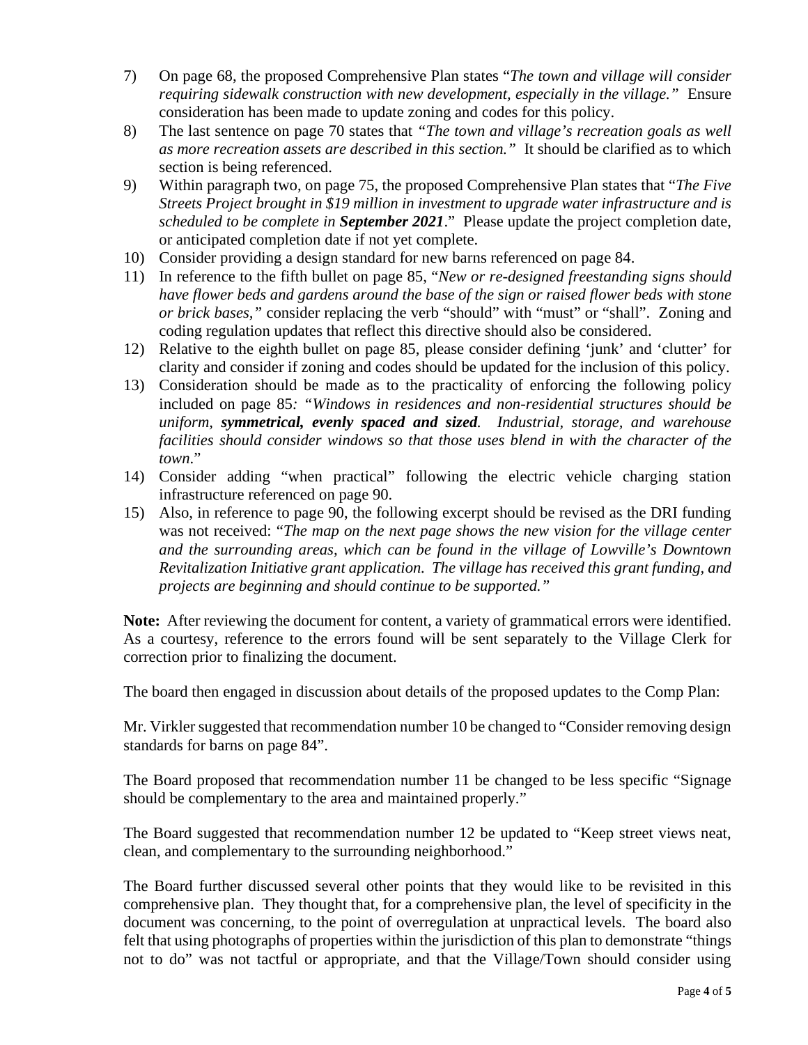7) On page 68, the proposed Comprehensive Plan states "*The town and village will consider requiring sidewalk construction with new development, especially in the village.*" Ensure consideration has been made to update zoning and codes for this policy.
8) The last sentence on page 70 states that *"The town and village's recreation goals as well as more recreation assets are described in this section."* It should be clarified as to which section is being referenced.
9) Within paragraph two, on page 75, the proposed Comprehensive Plan states that "*The Five Streets Project brought in $19 million in investment to upgrade water infrastructure and is scheduled to be complete in **September 2021**.*" Please update the project completion date, or anticipated completion date if not yet complete.
10) Consider providing a design standard for new barns referenced on page 84.
11) In reference to the fifth bullet on page 85, "*New or re-designed freestanding signs should have flower beds and gardens around the base of the sign or raised flower beds with stone or brick bases,*" consider replacing the verb "should" with "must" or "shall". Zoning and coding regulation updates that reflect this directive should also be considered.
12) Relative to the eighth bullet on page 85, please consider defining 'junk' and 'clutter' for clarity and consider if zoning and codes should be updated for the inclusion of this policy.
13) Consideration should be made as to the practicality of enforcing the following policy included on page 85*: "Windows in residences and non-residential structures should be uniform, **symmetrical, evenly spaced and sized**. Industrial, storage, and warehouse facilities should consider windows so that those uses blend in with the character of the town*."
14) Consider adding "when practical" following the electric vehicle charging station infrastructure referenced on page 90.
15) Also, in reference to page 90, the following excerpt should be revised as the DRI funding was not received: "*The map on the next page shows the new vision for the village center and the surrounding areas, which can be found in the village of Lowville's Downtown Revitalization Initiative grant application. The village has received this grant funding, and projects are beginning and should continue to be supported.*"

**Note:** After reviewing the document for content, a variety of grammatical errors were identified. As a courtesy, reference to the errors found will be sent separately to the Village Clerk for correction prior to finalizing the document.

The board then engaged in discussion about details of the proposed updates to the Comp Plan:

Mr. Virkler suggested that recommendation number 10 be changed to "Consider removing design standards for barns on page 84".

The Board proposed that recommendation number 11 be changed to be less specific "Signage should be complementary to the area and maintained properly."

The Board suggested that recommendation number 12 be updated to "Keep street views neat, clean, and complementary to the surrounding neighborhood."

The Board further discussed several other points that they would like to be revisited in this comprehensive plan. They thought that, for a comprehensive plan, the level of specificity in the document was concerning, to the point of overregulation at unpractical levels. The board also felt that using photographs of properties within the jurisdiction of this plan to demonstrate "things not to do" was not tactful or appropriate, and that the Village/Town should consider using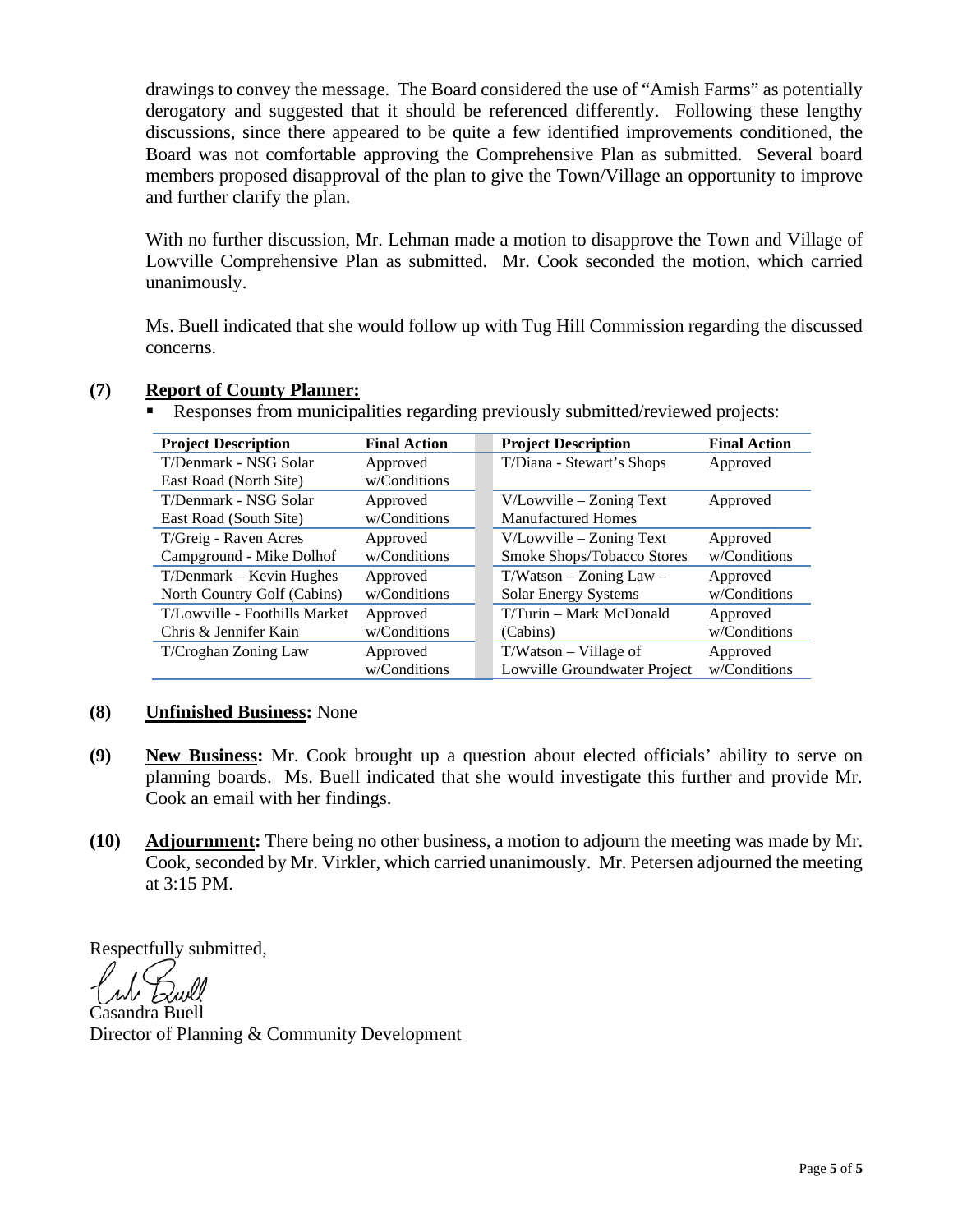drawings to convey the message. The Board considered the use of "Amish Farms" as potentially derogatory and suggested that it should be referenced differently. Following these lengthy discussions, since there appeared to be quite a few identified improvements conditioned, the Board was not comfortable approving the Comprehensive Plan as submitted. Several board members proposed disapproval of the plan to give the Town/Village an opportunity to improve and further clarify the plan.

With no further discussion, Mr. Lehman made a motion to disapprove the Town and Village of Lowville Comprehensive Plan as submitted. Mr. Cook seconded the motion, which carried unanimously.

Ms. Buell indicated that she would follow up with Tug Hill Commission regarding the discussed concerns.

**(7) Report of County Planner:**

- Responses from municipalities regarding previously submitted/reviewed projects:

| Project Description | Final Action | Project Description | Final Action |
|---|---|---|---|
| T/Denmark - NSG Solar East Road (North Site) | Approved w/Conditions | T/Diana - Stewart's Shops | Approved |
| T/Denmark - NSG Solar East Road (South Site) | Approved w/Conditions | V/Lowville – Zoning Text Manufactured Homes | Approved |
| T/Greig - Raven Acres Campground - Mike Dolhof | Approved w/Conditions | V/Lowville – Zoning Text Smoke Shops/Tobacco Stores | Approved w/Conditions |
| T/Denmark – Kevin Hughes North Country Golf (Cabins) | Approved w/Conditions | T/Watson – Zoning Law – Solar Energy Systems | Approved w/Conditions |
| T/Lowville - Foothills Market Chris & Jennifer Kain | Approved w/Conditions | T/Turin – Mark McDonald (Cabins) | Approved w/Conditions |
| T/Croghan Zoning Law | Approved w/Conditions | T/Watson – Village of Lowville Groundwater Project | Approved w/Conditions |

**(8) Unfinished Business:** None

**(9) New Business:** Mr. Cook brought up a question about elected officials' ability to serve on planning boards. Ms. Buell indicated that she would investigate this further and provide Mr. Cook an email with her findings.

**(10) Adjournment:** There being no other business, a motion to adjourn the meeting was made by Mr. Cook, seconded by Mr. Virkler, which carried unanimously. Mr. Petersen adjourned the meeting at 3:15 PM.

Respectfully submitted,

Casandra Buell
Director of Planning & Community Development